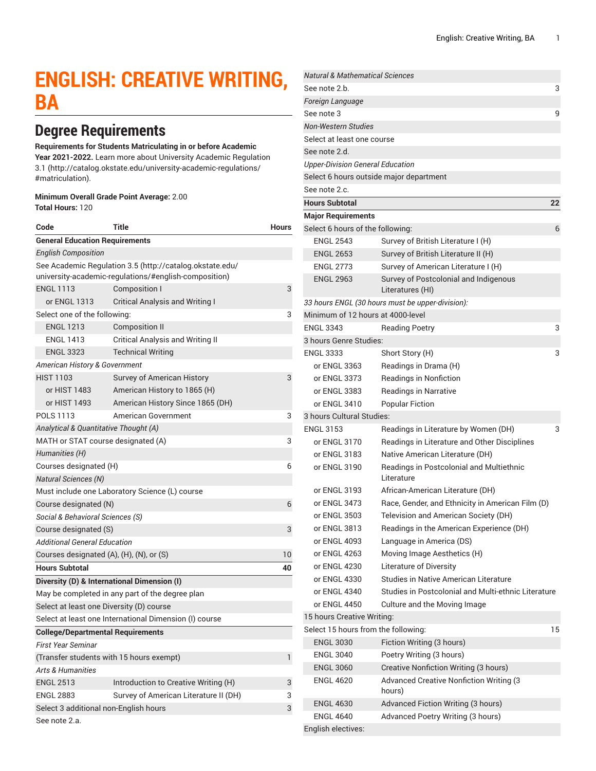# ENGLISH: CREATIVE WRITING, BA

## Degree Requirements

**Requirements for Students Matriculating in or before Academic Year 2021-2022.** Learn more about University Academic Regulation 3.1 (http://catalog.okstate.edu/university-academic-regulations/#matriculation).

**Minimum Overall Grade Point Average:** 2.00
**Total Hours:** 120

| Code | Title | Hours |
|---|---|---|
| **General Education Requirements** | | |
| *English Composition* | | |
| See Academic Regulation 3.5 (http://catalog.okstate.edu/university-academic-regulations/#english-composition) | | |
| ENGL 1113 | Composition I | 3 |
| or ENGL 1313 | Critical Analysis and Writing I | |
| Select one of the following: | | 3 |
| ENGL 1213 | Composition II | |
| ENGL 1413 | Critical Analysis and Writing II | |
| ENGL 3323 | Technical Writing | |
| *American History & Government* | | |
| HIST 1103 | Survey of American History | 3 |
| or HIST 1483 | American History to 1865 (H) | |
| or HIST 1493 | American History Since 1865 (DH) | |
| POLS 1113 | American Government | 3 |
| *Analytical & Quantitative Thought (A)* | | |
| MATH or STAT course designated (A) | | 3 |
| *Humanities (H)* | | |
| Courses designated (H) | | 6 |
| *Natural Sciences (N)* | | |
| Must include one Laboratory Science (L) course | | |
| Course designated (N) | | 6 |
| *Social & Behavioral Sciences (S)* | | |
| Course designated (S) | | 3 |
| *Additional General Education* | | |
| Courses designated (A), (H), (N), or (S) | | 10 |
| **Hours Subtotal** | | **40** |
| **Diversity (D) & International Dimension (I)** | | |
| May be completed in any part of the degree plan | | |
| Select at least one Diversity (D) course | | |
| Select at least one International Dimension (I) course | | |
| **College/Departmental Requirements** | | |
| *First Year Seminar* | | |
| (Transfer students with 15 hours exempt) | | 1 |
| *Arts & Humanities* | | |
| ENGL 2513 | Introduction to Creative Writing (H) | 3 |
| ENGL 2883 | Survey of American Literature II (DH) | 3 |
| Select 3 additional non-English hours | | 3 |
| See note 2.a. | | |
| *Natural & Mathematical Sciences* | | |
| See note 2.b. | | 3 |
| *Foreign Language* | | |
| See note 3 | | 9 |
| *Non-Western Studies* | | |
| Select at least one course | | |
| See note 2.d. | | |
| *Upper-Division General Education* | | |
| Select 6 hours outside major department | | |
| See note 2.c. | | |
| **Hours Subtotal** | | **22** |
| **Major Requirements** | | |
| Select 6 hours of the following: | | 6 |
| ENGL 2543 | Survey of British Literature I (H) | |
| ENGL 2653 | Survey of British Literature II (H) | |
| ENGL 2773 | Survey of American Literature I (H) | |
| ENGL 2963 | Survey of Postcolonial and Indigenous Literatures (HI) | |
| *33 hours ENGL (30 hours must be upper-division):* | | |
| Minimum of 12 hours at 4000-level | | |
| ENGL 3343 | Reading Poetry | 3 |
| 3 hours Genre Studies: | | |
| ENGL 3333 | Short Story (H) | 3 |
| or ENGL 3363 | Readings in Drama (H) | |
| or ENGL 3373 | Readings in Nonfiction | |
| or ENGL 3383 | Readings in Narrative | |
| or ENGL 3410 | Popular Fiction | |
| 3 hours Cultural Studies: | | |
| ENGL 3153 | Readings in Literature by Women (DH) | 3 |
| or ENGL 3170 | Readings in Literature and Other Disciplines | |
| or ENGL 3183 | Native American Literature (DH) | |
| or ENGL 3190 | Readings in Postcolonial and Multiethnic Literature | |
| or ENGL 3193 | African-American Literature (DH) | |
| or ENGL 3473 | Race, Gender, and Ethnicity in American Film (D) | |
| or ENGL 3503 | Television and American Society (DH) | |
| or ENGL 3813 | Readings in the American Experience (DH) | |
| or ENGL 4093 | Language in America (DS) | |
| or ENGL 4263 | Moving Image Aesthetics (H) | |
| or ENGL 4230 | Literature of Diversity | |
| or ENGL 4330 | Studies in Native American Literature | |
| or ENGL 4340 | Studies in Postcolonial and Multi-ethnic Literature | |
| or ENGL 4450 | Culture and the Moving Image | |
| 15 hours Creative Writing: | | |
| Select 15 hours from the following: | | 15 |
| ENGL 3030 | Fiction Writing (3 hours) | |
| ENGL 3040 | Poetry Writing (3 hours) | |
| ENGL 3060 | Creative Nonfiction Writing (3 hours) | |
| ENGL 4620 | Advanced Creative Nonfiction Writing (3 hours) | |
| ENGL 4630 | Advanced Fiction Writing (3 hours) | |
| ENGL 4640 | Advanced Poetry Writing (3 hours) | |
| English electives: | | |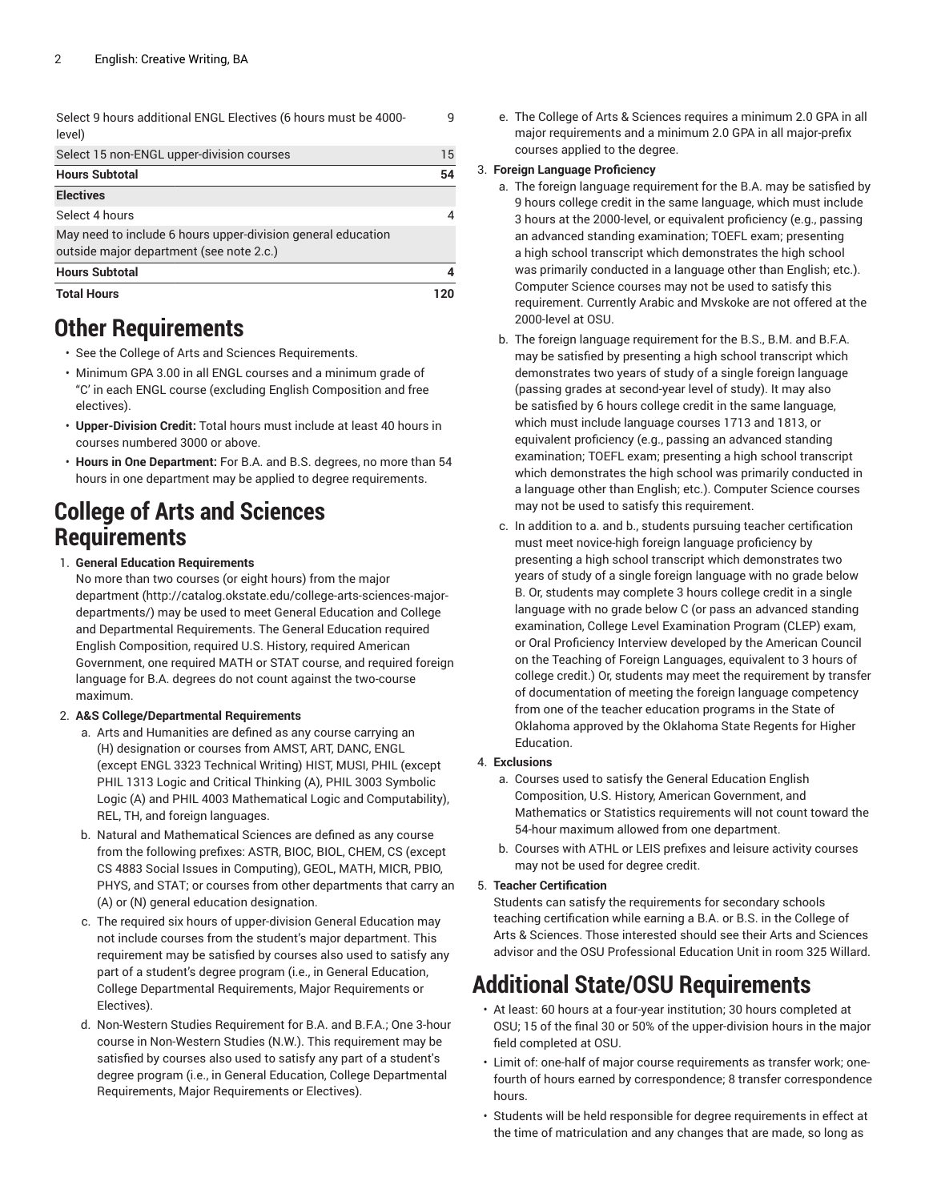| | |
|---|---|
| Select 9 hours additional ENGL Electives (6 hours must be 4000-level) | 9 |
| Select 15 non-ENGL upper-division courses | 15 |
| **Hours Subtotal** | **54** |
| **Electives** | |
| Select 4 hours | 4 |
| May need to include 6 hours upper-division general education outside major department (see note 2.c.) | |
| **Hours Subtotal** | **4** |
| **Total Hours** | **120** |

# Other Requirements

- See the College of Arts and Sciences Requirements.
- Minimum GPA 3.00 in all ENGL courses and a minimum grade of "C' in each ENGL course (excluding English Composition and free electives).
- **Upper-Division Credit:** Total hours must include at least 40 hours in courses numbered 3000 or above.
- **Hours in One Department:** For B.A. and B.S. degrees, no more than 54 hours in one department may be applied to degree requirements.

# College of Arts and Sciences Requirements

1. **General Education Requirements**
   No more than two courses (or eight hours) from the major department (http://catalog.okstate.edu/college-arts-sciences-major-departments/) may be used to meet General Education and College and Departmental Requirements. The General Education required English Composition, required U.S. History, required American Government, one required MATH or STAT course, and required foreign language for B.A. degrees do not count against the two-course maximum.
2. **A&S College/Departmental Requirements**
   a. Arts and Humanities are defined as any course carrying an (H) designation or courses from AMST, ART, DANC, ENGL (except ENGL 3323 Technical Writing) HIST, MUSI, PHIL (except PHIL 1313 Logic and Critical Thinking (A), PHIL 3003 Symbolic Logic (A) and PHIL 4003 Mathematical Logic and Computability), REL, TH, and foreign languages.
   b. Natural and Mathematical Sciences are defined as any course from the following prefixes: ASTR, BIOC, BIOL, CHEM, CS (except CS 4883 Social Issues in Computing), GEOL, MATH, MICR, PBIO, PHYS, and STAT; or courses from other departments that carry an (A) or (N) general education designation.
   c. The required six hours of upper-division General Education may not include courses from the student's major department. This requirement may be satisfied by courses also used to satisfy any part of a student's degree program (i.e., in General Education, College Departmental Requirements, Major Requirements or Electives).
   d. Non-Western Studies Requirement for B.A. and B.F.A.; One 3-hour course in Non-Western Studies (N.W.). This requirement may be satisfied by courses also used to satisfy any part of a student's degree program (i.e., in General Education, College Departmental Requirements, Major Requirements or Electives).
   e. The College of Arts & Sciences requires a minimum 2.0 GPA in all major requirements and a minimum 2.0 GPA in all major-prefix courses applied to the degree.
3. **Foreign Language Proficiency**
   a. The foreign language requirement for the B.A. may be satisfied by 9 hours college credit in the same language, which must include 3 hours at the 2000-level, or equivalent proficiency (e.g., passing an advanced standing examination; TOEFL exam; presenting a high school transcript which demonstrates the high school was primarily conducted in a language other than English; etc.). Computer Science courses may not be used to satisfy this requirement. Currently Arabic and Mvskoke are not offered at the 2000-level at OSU.
   b. The foreign language requirement for the B.S., B.M. and B.F.A. may be satisfied by presenting a high school transcript which demonstrates two years of study of a single foreign language (passing grades at second-year level of study). It may also be satisfied by 6 hours college credit in the same language, which must include language courses 1713 and 1813, or equivalent proficiency (e.g., passing an advanced standing examination; TOEFL exam; presenting a high school transcript which demonstrates the high school was primarily conducted in a language other than English; etc.). Computer Science courses may not be used to satisfy this requirement.
   c. In addition to a. and b., students pursuing teacher certification must meet novice-high foreign language proficiency by presenting a high school transcript which demonstrates two years of study of a single foreign language with no grade below B. Or, students may complete 3 hours college credit in a single language with no grade below C (or pass an advanced standing examination, College Level Examination Program (CLEP) exam, or Oral Proficiency Interview developed by the American Council on the Teaching of Foreign Languages, equivalent to 3 hours of college credit.) Or, students may meet the requirement by transfer of documentation of meeting the foreign language competency from one of the teacher education programs in the State of Oklahoma approved by the Oklahoma State Regents for Higher Education.
4. **Exclusions**
   a. Courses used to satisfy the General Education English Composition, U.S. History, American Government, and Mathematics or Statistics requirements will not count toward the 54-hour maximum allowed from one department.
   b. Courses with ATHL or LEIS prefixes and leisure activity courses may not be used for degree credit.
5. **Teacher Certification**
   Students can satisfy the requirements for secondary schools teaching certification while earning a B.A. or B.S. in the College of Arts & Sciences. Those interested should see their Arts and Sciences advisor and the OSU Professional Education Unit in room 325 Willard.

# Additional State/OSU Requirements

- At least: 60 hours at a four-year institution; 30 hours completed at OSU; 15 of the final 30 or 50% of the upper-division hours in the major field completed at OSU.
- Limit of: one-half of major course requirements as transfer work; one-fourth of hours earned by correspondence; 8 transfer correspondence hours.
- Students will be held responsible for degree requirements in effect at the time of matriculation and any changes that are made, so long as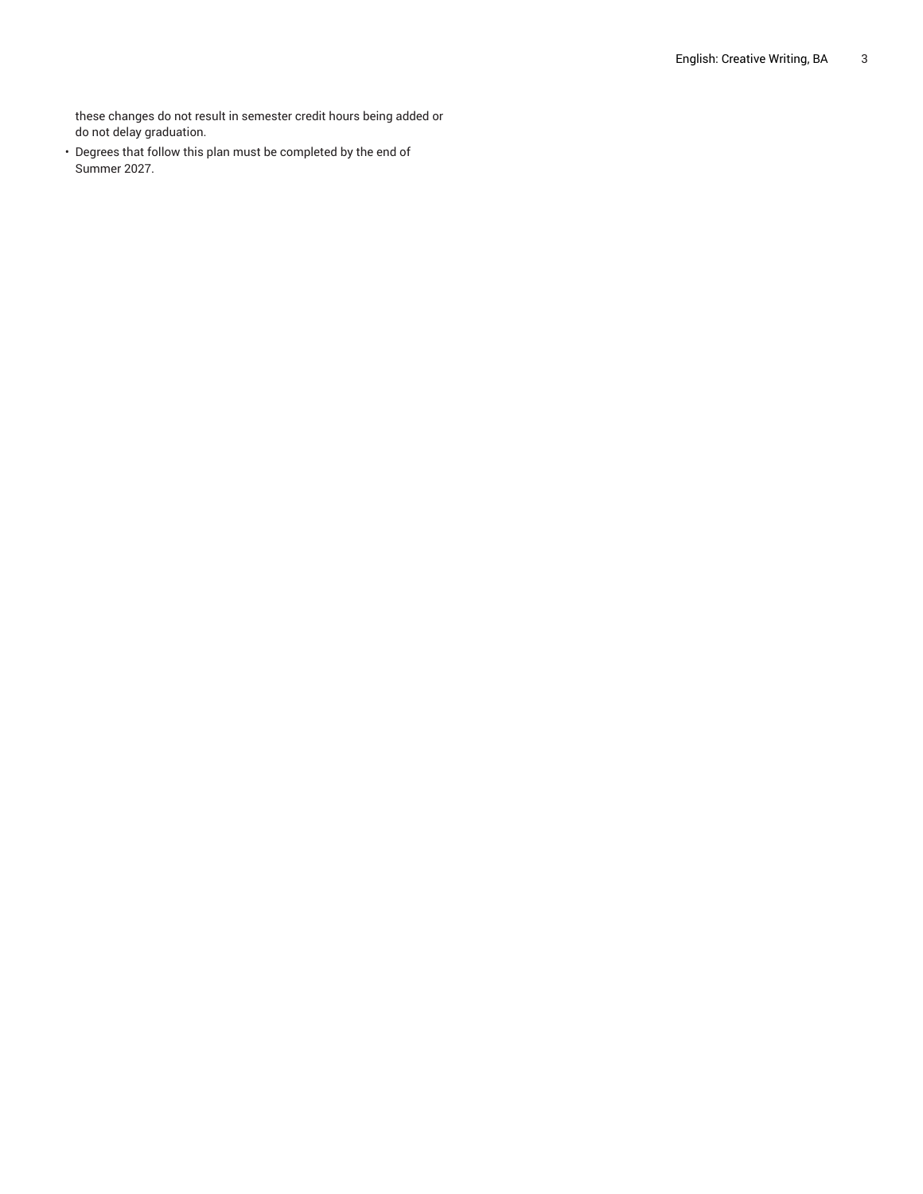these changes do not result in semester credit hours being added or do not delay graduation.

- Degrees that follow this plan must be completed by the end of Summer 2027.